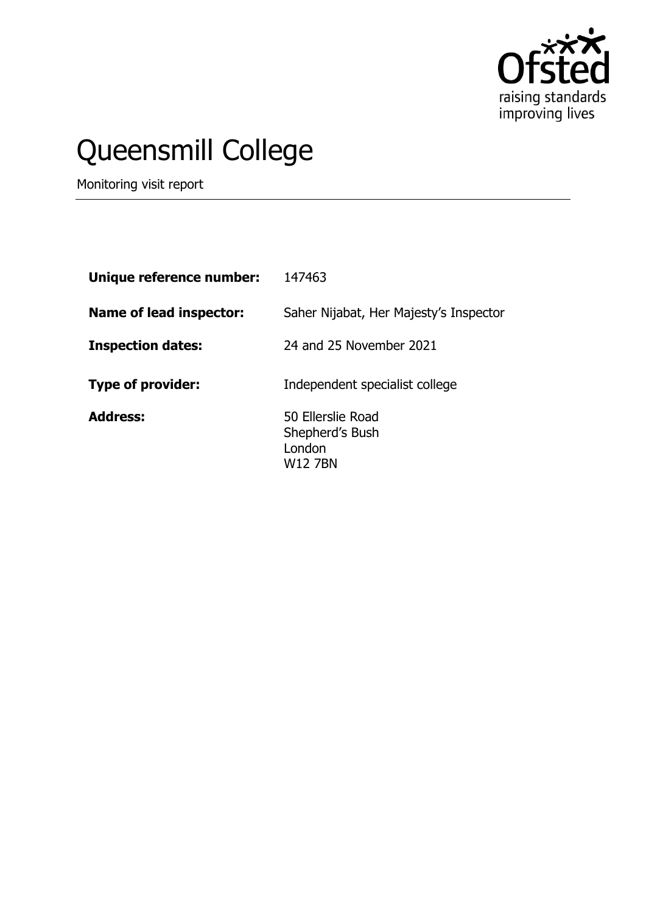# Queensmill College

Monitoring visit report

| | |
|---|---|
| **Unique reference number:** | 147463 |
| **Name of lead inspector:** | Saher Nijabat, Her Majesty's Inspector |
| **Inspection dates:** | 24 and 25 November 2021 |
| **Type of provider:** | Independent specialist college |
| **Address:** | 50 Ellerslie Road<br>Shepherd's Bush<br>London<br>W12 7BN |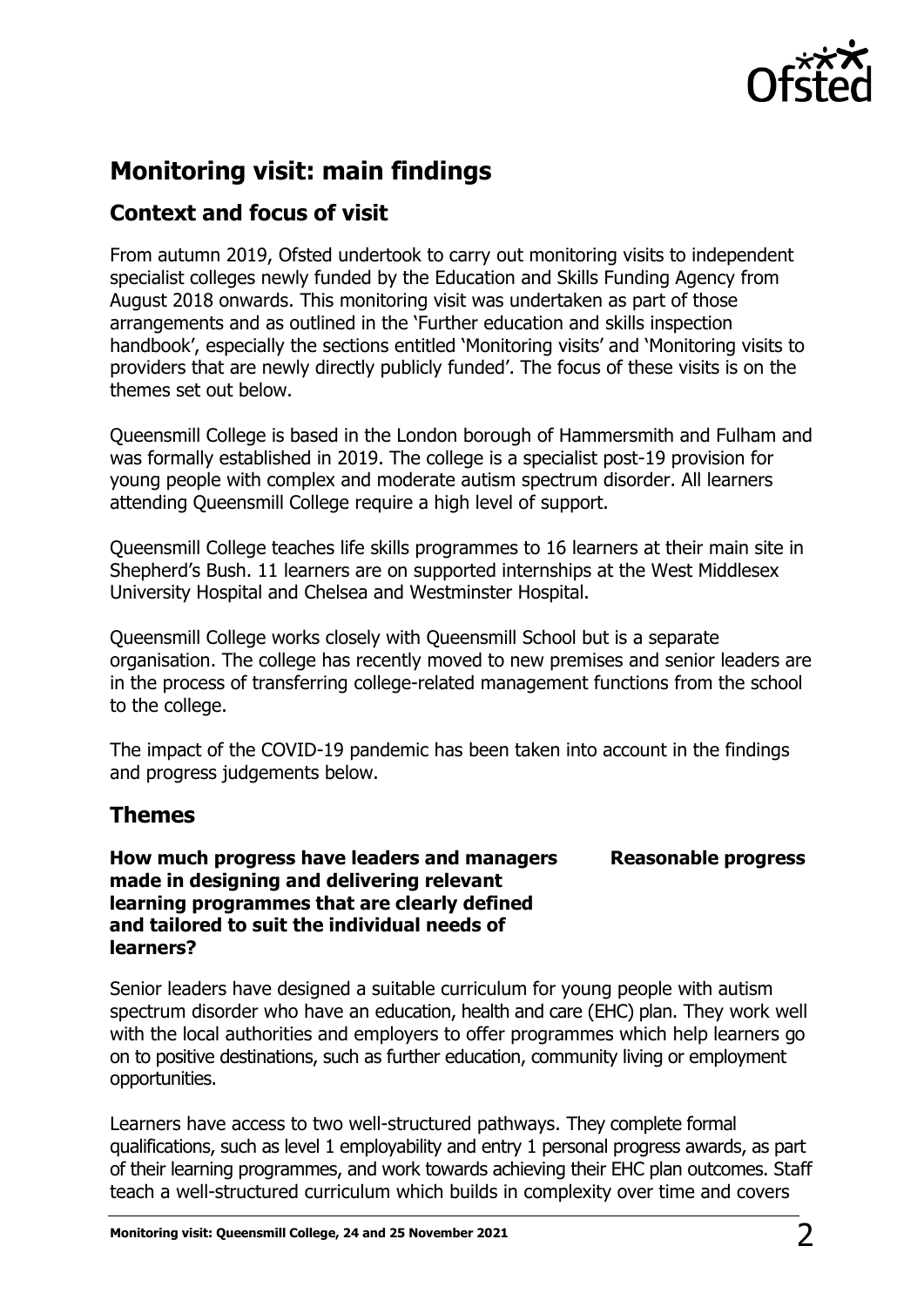## Monitoring visit: main findings

### Context and focus of visit

From autumn 2019, Ofsted undertook to carry out monitoring visits to independent specialist colleges newly funded by the Education and Skills Funding Agency from August 2018 onwards. This monitoring visit was undertaken as part of those arrangements and as outlined in the 'Further education and skills inspection handbook', especially the sections entitled 'Monitoring visits' and 'Monitoring visits to providers that are newly directly publicly funded'. The focus of these visits is on the themes set out below.

Queensmill College is based in the London borough of Hammersmith and Fulham and was formally established in 2019. The college is a specialist post-19 provision for young people with complex and moderate autism spectrum disorder. All learners attending Queensmill College require a high level of support.

Queensmill College teaches life skills programmes to 16 learners at their main site in Shepherd's Bush. 11 learners are on supported internships at the West Middlesex University Hospital and Chelsea and Westminster Hospital.

Queensmill College works closely with Queensmill School but is a separate organisation. The college has recently moved to new premises and senior leaders are in the process of transferring college-related management functions from the school to the college.

The impact of the COVID-19 pandemic has been taken into account in the findings and progress judgements below.

### Themes

**How much progress have leaders and managers made in designing and delivering relevant learning programmes that are clearly defined and tailored to suit the individual needs of learners?** **Reasonable progress**

Senior leaders have designed a suitable curriculum for young people with autism spectrum disorder who have an education, health and care (EHC) plan. They work well with the local authorities and employers to offer programmes which help learners go on to positive destinations, such as further education, community living or employment opportunities.

Learners have access to two well-structured pathways. They complete formal qualifications, such as level 1 employability and entry 1 personal progress awards, as part of their learning programmes, and work towards achieving their EHC plan outcomes. Staff teach a well-structured curriculum which builds in complexity over time and covers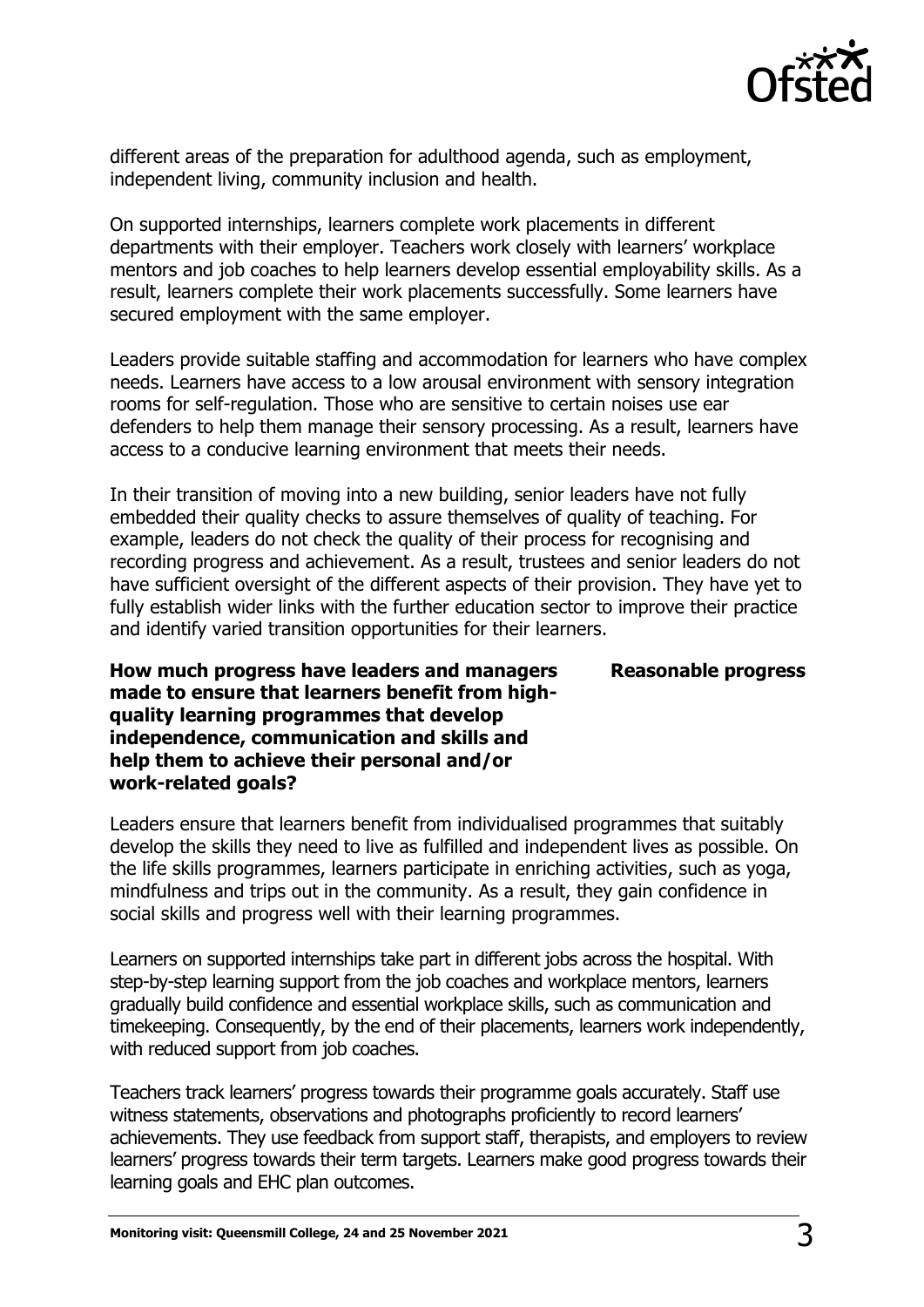different areas of the preparation for adulthood agenda, such as employment, independent living, community inclusion and health.

On supported internships, learners complete work placements in different departments with their employer. Teachers work closely with learners' workplace mentors and job coaches to help learners develop essential employability skills. As a result, learners complete their work placements successfully. Some learners have secured employment with the same employer.

Leaders provide suitable staffing and accommodation for learners who have complex needs. Learners have access to a low arousal environment with sensory integration rooms for self-regulation. Those who are sensitive to certain noises use ear defenders to help them manage their sensory processing. As a result, learners have access to a conducive learning environment that meets their needs.

In their transition of moving into a new building, senior leaders have not fully embedded their quality checks to assure themselves of quality of teaching. For example, leaders do not check the quality of their process for recognising and recording progress and achievement. As a result, trustees and senior leaders do not have sufficient oversight of the different aspects of their provision. They have yet to fully establish wider links with the further education sector to improve their practice and identify varied transition opportunities for their learners.

**How much progress have leaders and managers made to ensure that learners benefit from high-quality learning programmes that develop independence, communication and skills and help them to achieve their personal and/or work-related goals?** **Reasonable progress**

Leaders ensure that learners benefit from individualised programmes that suitably develop the skills they need to live as fulfilled and independent lives as possible. On the life skills programmes, learners participate in enriching activities, such as yoga, mindfulness and trips out in the community. As a result, they gain confidence in social skills and progress well with their learning programmes.

Learners on supported internships take part in different jobs across the hospital. With step-by-step learning support from the job coaches and workplace mentors, learners gradually build confidence and essential workplace skills, such as communication and timekeeping. Consequently, by the end of their placements, learners work independently, with reduced support from job coaches.

Teachers track learners' progress towards their programme goals accurately. Staff use witness statements, observations and photographs proficiently to record learners' achievements. They use feedback from support staff, therapists, and employers to review learners' progress towards their term targets. Learners make good progress towards their learning goals and EHC plan outcomes.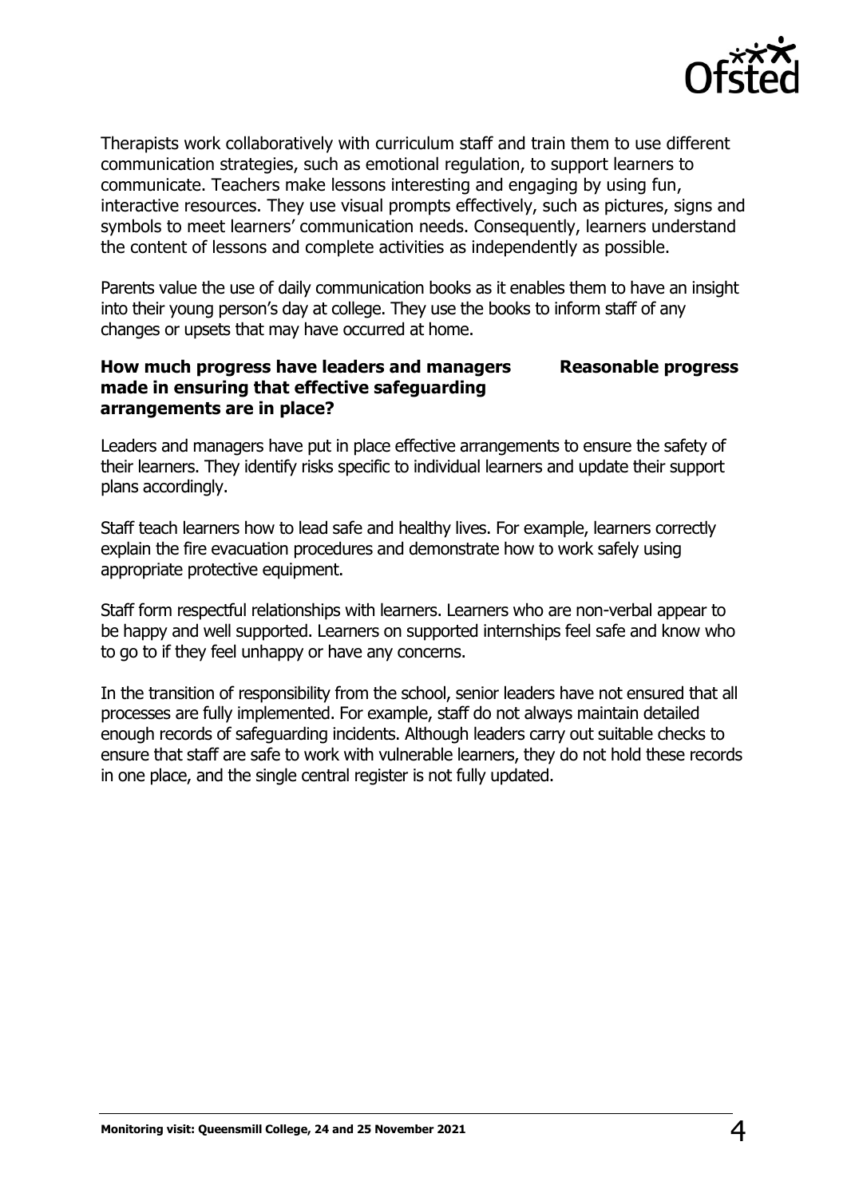Therapists work collaboratively with curriculum staff and train them to use different communication strategies, such as emotional regulation, to support learners to communicate. Teachers make lessons interesting and engaging by using fun, interactive resources. They use visual prompts effectively, such as pictures, signs and symbols to meet learners' communication needs. Consequently, learners understand the content of lessons and complete activities as independently as possible.

Parents value the use of daily communication books as it enables them to have an insight into their young person's day at college. They use the books to inform staff of any changes or upsets that may have occurred at home.

**How much progress have leaders and managers made in ensuring that effective safeguarding arrangements are in place?** **Reasonable progress**

Leaders and managers have put in place effective arrangements to ensure the safety of their learners. They identify risks specific to individual learners and update their support plans accordingly.

Staff teach learners how to lead safe and healthy lives. For example, learners correctly explain the fire evacuation procedures and demonstrate how to work safely using appropriate protective equipment.

Staff form respectful relationships with learners. Learners who are non-verbal appear to be happy and well supported. Learners on supported internships feel safe and know who to go to if they feel unhappy or have any concerns.

In the transition of responsibility from the school, senior leaders have not ensured that all processes are fully implemented. For example, staff do not always maintain detailed enough records of safeguarding incidents. Although leaders carry out suitable checks to ensure that staff are safe to work with vulnerable learners, they do not hold these records in one place, and the single central register is not fully updated.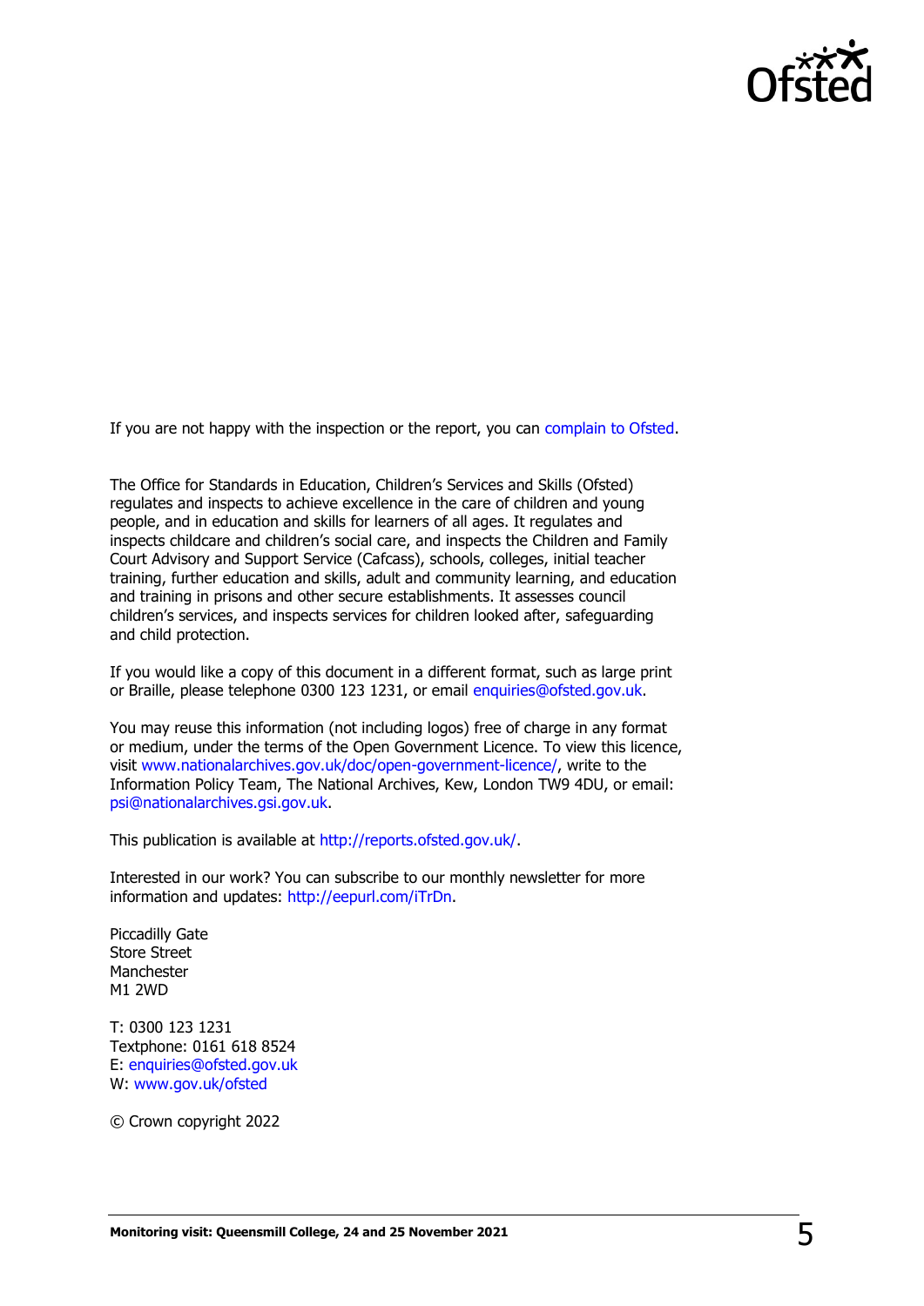If you are not happy with the inspection or the report, you can complain to Ofsted.

The Office for Standards in Education, Children's Services and Skills (Ofsted) regulates and inspects to achieve excellence in the care of children and young people, and in education and skills for learners of all ages. It regulates and inspects childcare and children's social care, and inspects the Children and Family Court Advisory and Support Service (Cafcass), schools, colleges, initial teacher training, further education and skills, adult and community learning, and education and training in prisons and other secure establishments. It assesses council children's services, and inspects services for children looked after, safeguarding and child protection.

If you would like a copy of this document in a different format, such as large print or Braille, please telephone 0300 123 1231, or email enquiries@ofsted.gov.uk.

You may reuse this information (not including logos) free of charge in any format or medium, under the terms of the Open Government Licence. To view this licence, visit www.nationalarchives.gov.uk/doc/open-government-licence/, write to the Information Policy Team, The National Archives, Kew, London TW9 4DU, or email: psi@nationalarchives.gsi.gov.uk.

This publication is available at http://reports.ofsted.gov.uk/.

Interested in our work? You can subscribe to our monthly newsletter for more information and updates: http://eepurl.com/iTrDn.

Piccadilly Gate
Store Street
Manchester
M1 2WD

T: 0300 123 1231
Textphone: 0161 618 8524
E: enquiries@ofsted.gov.uk
W: www.gov.uk/ofsted

© Crown copyright 2022